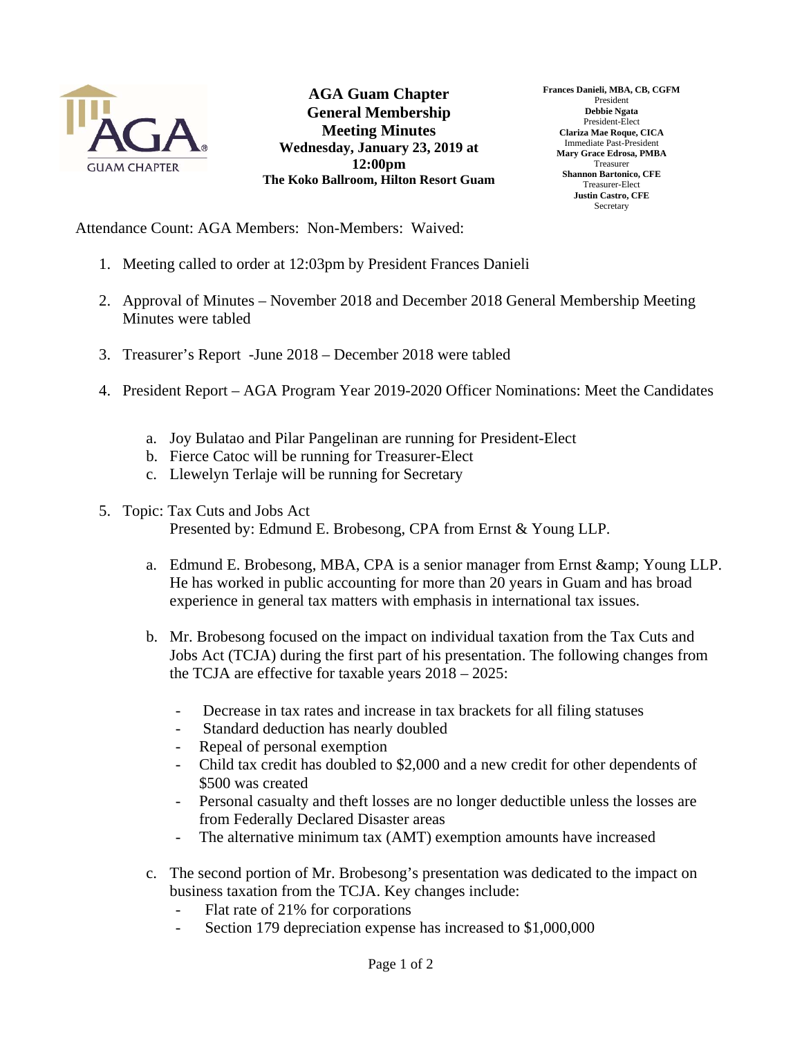# AGA Guam Chapter
## General Membership Meeting Minutes
**Wednesday, January 23, 2019 at 12:00pm**
**The Koko Ballroom, Hilton Resort Guam**

**Frances Danieli, MBA, CB, CGFM**
President
**Debbie Ngata**
President-Elect
**Clariza Mae Roque, CICA**
Immediate Past-President
**Mary Grace Edrosa, PMBA**
Treasurer
**Shannon Bartonico, CFE**
Treasurer-Elect
**Justin Castro, CFE**
Secretary

Attendance Count: AGA Members: Non-Members: Waived:

1. Meeting called to order at 12:03pm by President Frances Danieli

2. Approval of Minutes – November 2018 and December 2018 General Membership Meeting Minutes were tabled

3. Treasurer's Report -June 2018 – December 2018 were tabled

4. President Report – AGA Program Year 2019-2020 Officer Nominations: Meet the Candidates

   a. Joy Bulatao and Pilar Pangelinan are running for President-Elect
   b. Fierce Catoc will be running for Treasurer-Elect
   c. Llewelyn Terlaje will be running for Secretary

5. Topic: Tax Cuts and Jobs Act
   Presented by: Edmund E. Brobesong, CPA from Ernst & Young LLP.

   a. Edmund E. Brobesong, MBA, CPA is a senior manager from Ernst &amp; Young LLP. He has worked in public accounting for more than 20 years in Guam and has broad experience in general tax matters with emphasis in international tax issues.

   b. Mr. Brobesong focused on the impact on individual taxation from the Tax Cuts and Jobs Act (TCJA) during the first part of his presentation. The following changes from the TCJA are effective for taxable years 2018 – 2025:

      - Decrease in tax rates and increase in tax brackets for all filing statuses
      - Standard deduction has nearly doubled
      - Repeal of personal exemption
      - Child tax credit has doubled to $2,000 and a new credit for other dependents of $500 was created
      - Personal casualty and theft losses are no longer deductible unless the losses are from Federally Declared Disaster areas
      - The alternative minimum tax (AMT) exemption amounts have increased

   c. The second portion of Mr. Brobesong's presentation was dedicated to the impact on business taxation from the TCJA. Key changes include:
      - Flat rate of 21% for corporations
      - Section 179 depreciation expense has increased to $1,000,000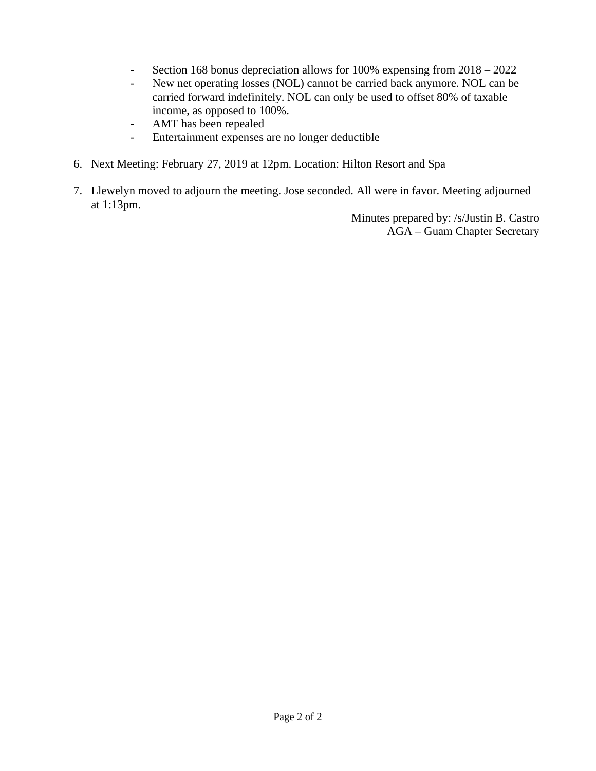- Section 168 bonus depreciation allows for 100% expensing from 2018 – 2022
- New net operating losses (NOL) cannot be carried back anymore. NOL can be carried forward indefinitely. NOL can only be used to offset 80% of taxable income, as opposed to 100%.
- AMT has been repealed
- Entertainment expenses are no longer deductible

6. Next Meeting: February 27, 2019 at 12pm. Location: Hilton Resort and Spa

7. Llewelyn moved to adjourn the meeting. Jose seconded. All were in favor. Meeting adjourned at 1:13pm.

Minutes prepared by: /s/Justin B. Castro
AGA – Guam Chapter Secretary